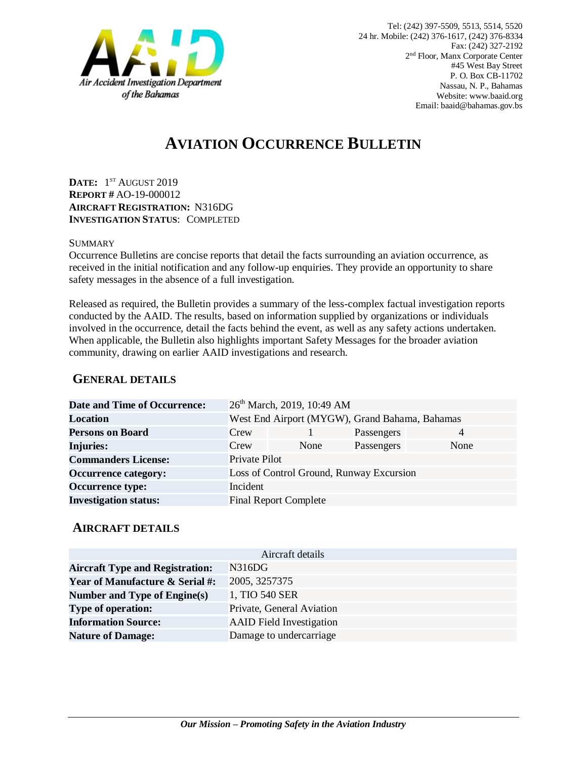Air Accident Investigation Department of the Bahamas

Tel: (242) 397-5509, 5513, 5514, 5520
24 hr. Mobile: (242) 376-1617, (242) 376-8334
Fax: (242) 327-2192
2nd Floor, Manx Corporate Center
#45 West Bay Street
P. O. Box CB-11702
Nassau, N. P., Bahamas
Website: www.baaid.org
Email: baaid@bahamas.gov.bs

# AVIATION OCCURRENCE BULLETIN

**DATE:** 1ST AUGUST 2019
**REPORT #** AO-19-000012
**AIRCRAFT REGISTRATION:** N316DG
**INVESTIGATION STATUS**: COMPLETED

SUMMARY

Occurrence Bulletins are concise reports that detail the facts surrounding an aviation occurrence, as received in the initial notification and any follow-up enquiries. They provide an opportunity to share safety messages in the absence of a full investigation.

Released as required, the Bulletin provides a summary of the less-complex factual investigation reports conducted by the AAID. The results, based on information supplied by organizations or individuals involved in the occurrence, detail the facts behind the event, as well as any safety actions undertaken. When applicable, the Bulletin also highlights important Safety Messages for the broader aviation community, drawing on earlier AAID investigations and research.

## GENERAL DETAILS

| | | | | |
|---|---|---|---|---|
| **Date and Time of Occurrence:** | 26th March, 2019, 10:49 AM | | | |
| **Location** | West End Airport (MYGW), Grand Bahama, Bahamas | | | |
| **Persons on Board** | Crew | 1 | Passengers | 4 |
| **Injuries:** | Crew | None | Passengers | None |
| **Commanders License:** | Private Pilot | | | |
| **Occurrence category:** | Loss of Control Ground, Runway Excursion | | | |
| **Occurrence type:** | Incident | | | |
| **Investigation status:** | Final Report Complete | | | |

## AIRCRAFT DETAILS

| Aircraft details | |
|---|---|
| **Aircraft Type and Registration:** | N316DG |
| **Year of Manufacture & Serial #:** | 2005, 3257375 |
| **Number and Type of Engine(s)** | 1, TIO 540 SER |
| **Type of operation:** | Private, General Aviation |
| **Information Source:** | AAID Field Investigation |
| **Nature of Damage:** | Damage to undercarriage |

*Our Mission – Promoting Safety in the Aviation Industry*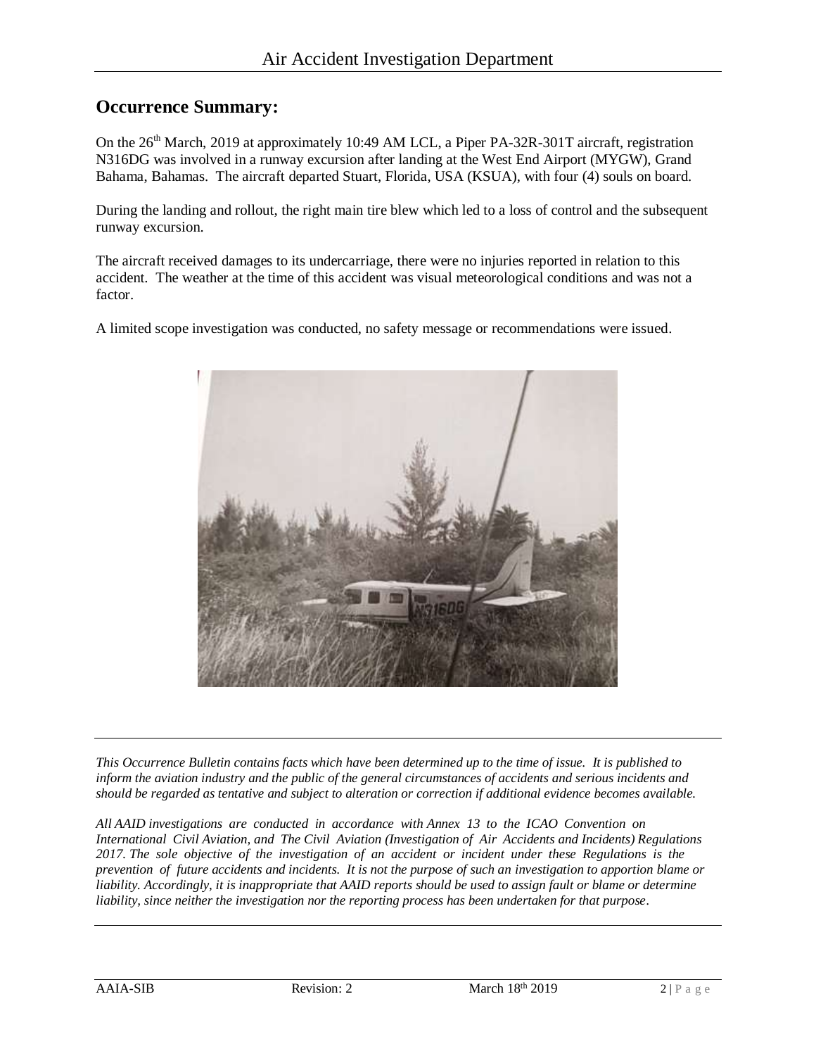## Occurrence Summary:

On the 26th March, 2019 at approximately 10:49 AM LCL, a Piper PA-32R-301T aircraft, registration N316DG was involved in a runway excursion after landing at the West End Airport (MYGW), Grand Bahama, Bahamas. The aircraft departed Stuart, Florida, USA (KSUA), with four (4) souls on board.

During the landing and rollout, the right main tire blew which led to a loss of control and the subsequent runway excursion.

The aircraft received damages to its undercarriage, there were no injuries reported in relation to this accident. The weather at the time of this accident was visual meteorological conditions and was not a factor.

A limited scope investigation was conducted, no safety message or recommendations were issued.

---

*This Occurrence Bulletin contains facts which have been determined up to the time of issue. It is published to inform the aviation industry and the public of the general circumstances of accidents and serious incidents and should be regarded as tentative and subject to alteration or correction if additional evidence becomes available.*

*All AAID investigations are conducted in accordance with Annex 13 to the ICAO Convention on International Civil Aviation, and The Civil Aviation (Investigation of Air Accidents and Incidents) Regulations 2017. The sole objective of the investigation of an accident or incident under these Regulations is the prevention of future accidents and incidents. It is not the purpose of such an investigation to apportion blame or liability. Accordingly, it is inappropriate that AAID reports should be used to assign fault or blame or determine liability, since neither the investigation nor the reporting process has been undertaken for that purpose.*